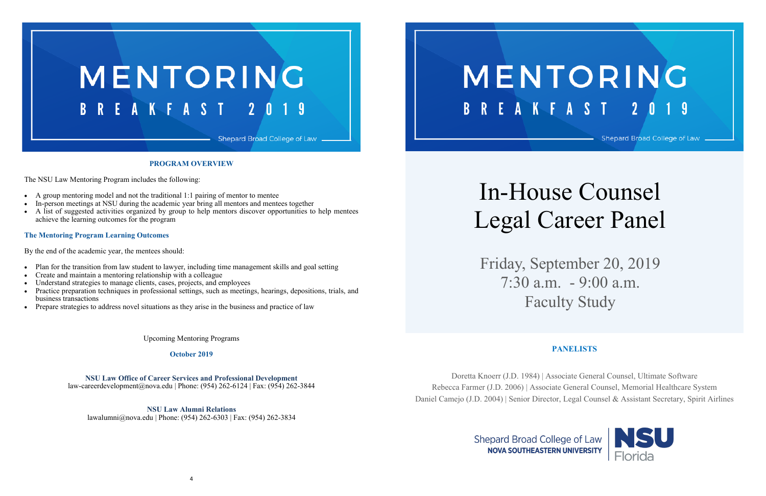# MENTORING

## BREAKFAST 2019

Shepard Broad College of Law

**PROGRAM OVERVIEW**

The NSU Law Mentoring Program includes the following:

- A group mentoring model and not the traditional 1:1 pairing of mentor to mentee
- In-person meetings at NSU during the academic year bring all mentors and mentees together
- A list of suggested activities organized by group to help mentors discover opportunities to help mentees achieve the learning outcomes for the program

**The Mentoring Program Learning Outcomes**

By the end of the academic year, the mentees should:

- Plan for the transition from law student to lawyer, including time management skills and goal setting
- Create and maintain a mentoring relationship with a colleague
- Understand strategies to manage clients, cases, projects, and employees
- Practice preparation techniques in professional settings, such as meetings, hearings, depositions, trials, and business transactions
- Prepare strategies to address novel situations as they arise in the business and practice of law

Upcoming Mentoring Programs

**October 2019**

**NSU Law Office of Career Services and Professional Development**
law-careerdevelopment@nova.edu | Phone: (954) 262-6124 | Fax: (954) 262-3844

**NSU Law Alumni Relations**
lawalumni@nova.edu | Phone: (954) 262-6303 | Fax: (954) 262-3834

# MENTORING

## BREAKFAST 2019

Shepard Broad College of Law

# In-House Counsel Legal Career Panel

Friday, September 20, 2019
7:30 a.m. - 9:00 a.m.
Faculty Study

**PANELISTS**

Doretta Knoerr (J.D. 1984) | Associate General Counsel, Ultimate Software
Rebecca Farmer (J.D. 2006) | Associate General Counsel, Memorial Healthcare System
Daniel Camejo (J.D. 2004) | Senior Director, Legal Counsel & Assistant Secretary, Spirit Airlines

Shepard Broad College of Law
NOVA SOUTHEASTERN UNIVERSITY
NSU Florida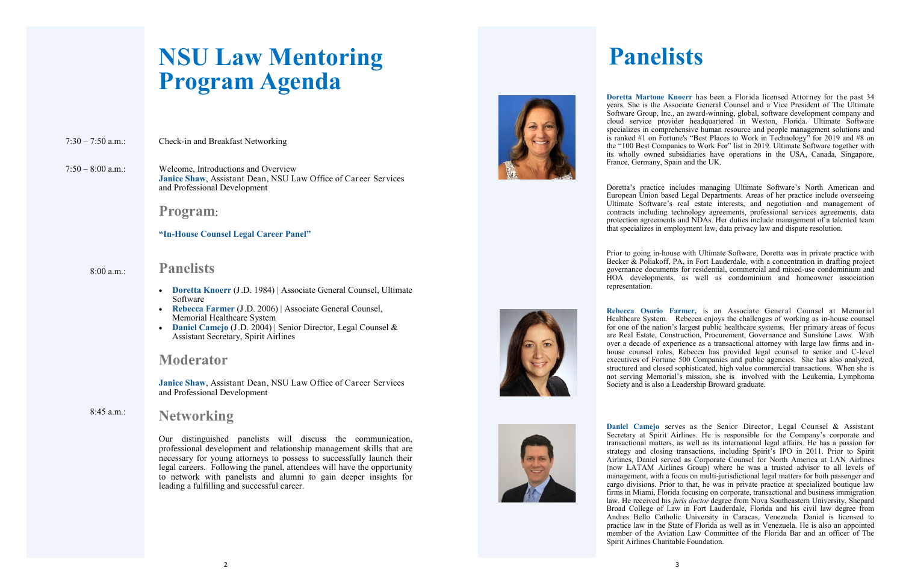# NSU Law Mentoring Program Agenda

7:30 – 7:50 a.m.: Check-in and Breakfast Networking

7:50 – 8:00 a.m.: Welcome, Introductions and Overview
**Janice Shaw**, Assistant Dean, NSU Law Office of Career Services and Professional Development

## Program:

**"In-House Counsel Legal Career Panel"**

8:00 a.m.:

## Panelists

- **Doretta Knoerr** (J.D. 1984) | Associate General Counsel, Ultimate Software
- **Rebecca Farmer** (J.D. 2006) | Associate General Counsel, Memorial Healthcare System
- **Daniel Camejo** (J.D. 2004) | Senior Director, Legal Counsel & Assistant Secretary, Spirit Airlines

## Moderator

**Janice Shaw**, Assistant Dean, NSU Law Office of Career Services and Professional Development

8:45 a.m.:

## Networking

Our distinguished panelists will discuss the communication, professional development and relationship management skills that are necessary for young attorneys to possess to successfully launch their legal careers. Following the panel, attendees will have the opportunity to network with panelists and alumni to gain deeper insights for leading a fulfilling and successful career.

# Panelists

**Doretta Martone Knoerr** has been a Florida licensed Attorney for the past 34 years. She is the Associate General Counsel and a Vice President of The Ultimate Software Group, Inc., an award-winning, global, software development company and cloud service provider headquartered in Weston, Florida. Ultimate Software specializes in comprehensive human resource and people management solutions and is ranked #1 on Fortune's "Best Places to Work in Technology" for 2019 and #8 on the "100 Best Companies to Work For" list in 2019. Ultimate Software together with its wholly owned subsidiaries have operations in the USA, Canada, Singapore, France, Germany, Spain and the UK.

Doretta's practice includes managing Ultimate Software's North American and European Union based Legal Departments. Areas of her practice include overseeing Ultimate Software's real estate interests, and negotiation and management of contracts including technology agreements, professional services agreements, data protection agreements and NDAs. Her duties include management of a talented team that specializes in employment law, data privacy law and dispute resolution.

Prior to going in-house with Ultimate Software, Doretta was in private practice with Becker & Poliakoff, PA, in Fort Lauderdale, with a concentration in drafting project governance documents for residential, commercial and mixed-use condominium and HOA developments, as well as condominium and homeowner association representation.

**Rebecca Osorio Farmer**, is an Associate General Counsel at Memorial Healthcare System. Rebecca enjoys the challenges of working as in-house counsel for one of the nation's largest public healthcare systems. Her primary areas of focus are Real Estate, Construction, Procurement, Governance and Sunshine Laws. With over a decade of experience as a transactional attorney with large law firms and in-house counsel roles, Rebecca has provided legal counsel to senior and C-level executives of Fortune 500 Companies and public agencies. She has also analyzed, structured and closed sophisticated, high value commercial transactions. When she is not serving Memorial's mission, she is involved with the Leukemia, Lymphoma Society and is also a Leadership Broward graduate.

**Daniel Camejo** serves as the Senior Director, Legal Counsel & Assistant Secretary at Spirit Airlines. He is responsible for the Company's corporate and transactional matters, as well as its international legal affairs. He has a passion for strategy and closing transactions, including Spirit's IPO in 2011. Prior to Spirit Airlines, Daniel served as Corporate Counsel for North America at LAN Airlines (now LATAM Airlines Group) where he was a trusted advisor to all levels of management, with a focus on multi-jurisdictional legal matters for both passenger and cargo divisions. Prior to that, he was in private practice at specialized boutique law firms in Miami, Florida focusing on corporate, transactional and business immigration law. He received his *juris doctor* degree from Nova Southeastern University, Shepard Broad College of Law in Fort Lauderdale, Florida and his civil law degree from Andres Bello Catholic University in Caracas, Venezuela. Daniel is licensed to practice law in the State of Florida as well as in Venezuela. He is also an appointed member of the Aviation Law Committee of the Florida Bar and an officer of The Spirit Airlines Charitable Foundation.